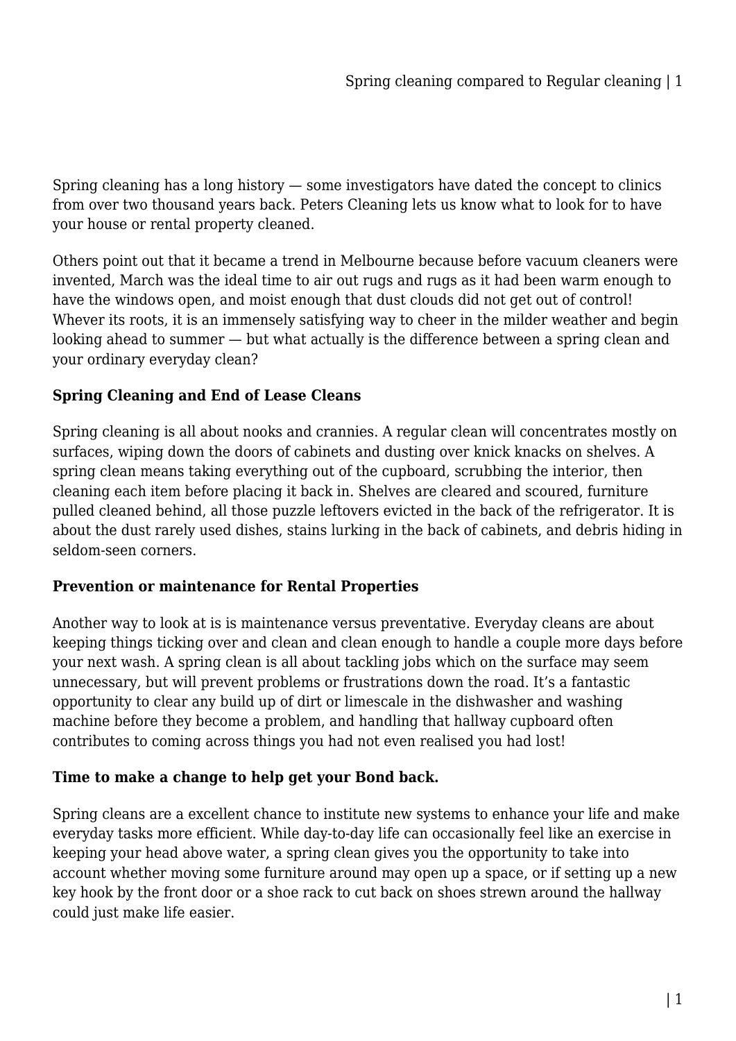Spring cleaning has a long history — some investigators have dated the concept to clinics from over two thousand years back. Peters Cleaning lets us know what to look for to have your house or rental property cleaned.

Others point out that it became a trend in Melbourne because before vacuum cleaners were invented, March was the ideal time to air out rugs and rugs as it had been warm enough to have the windows open, and moist enough that dust clouds did not get out of control! Whever its roots, it is an immensely satisfying way to cheer in the milder weather and begin looking ahead to summer — but what actually is the difference between a spring clean and your ordinary everyday clean?

**Spring Cleaning and End of Lease Cleans**

Spring cleaning is all about nooks and crannies. A regular clean will concentrates mostly on surfaces, wiping down the doors of cabinets and dusting over knick knacks on shelves. A spring clean means taking everything out of the cupboard, scrubbing the interior, then cleaning each item before placing it back in. Shelves are cleared and scoured, furniture pulled cleaned behind, all those puzzle leftovers evicted in the back of the refrigerator. It is about the dust rarely used dishes, stains lurking in the back of cabinets, and debris hiding in seldom-seen corners.

**Prevention or maintenance for Rental Properties**

Another way to look at is is maintenance versus preventative. Everyday cleans are about keeping things ticking over and clean and clean enough to handle a couple more days before your next wash. A spring clean is all about tackling jobs which on the surface may seem unnecessary, but will prevent problems or frustrations down the road. It's a fantastic opportunity to clear any build up of dirt or limescale in the dishwasher and washing machine before they become a problem, and handling that hallway cupboard often contributes to coming across things you had not even realised you had lost!

**Time to make a change to help get your Bond back.**

Spring cleans are a excellent chance to institute new systems to enhance your life and make everyday tasks more efficient. While day-to-day life can occasionally feel like an exercise in keeping your head above water, a spring clean gives you the opportunity to take into account whether moving some furniture around may open up a space, or if setting up a new key hook by the front door or a shoe rack to cut back on shoes strewn around the hallway could just make life easier.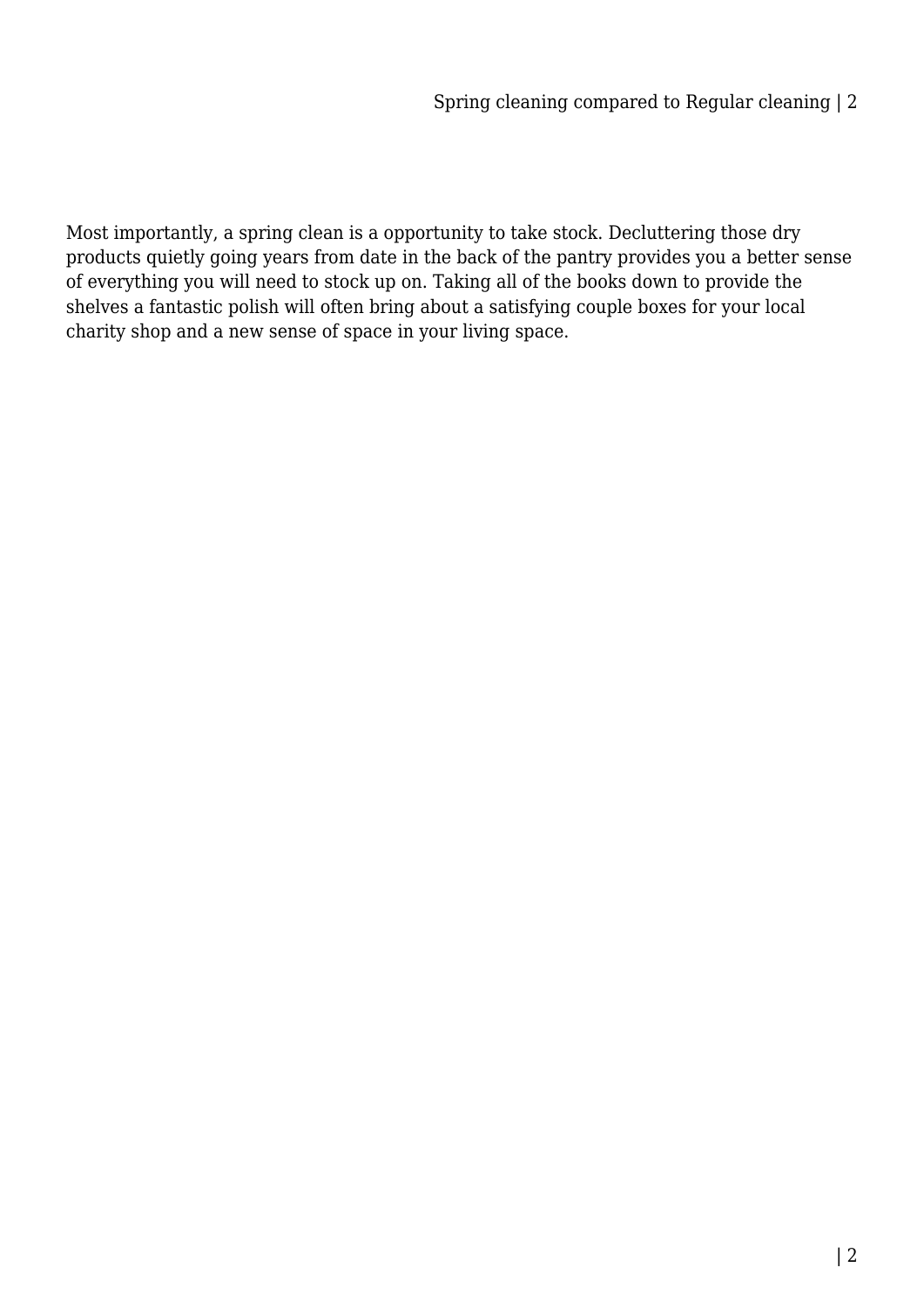Most importantly, a spring clean is a opportunity to take stock. Decluttering those dry products quietly going years from date in the back of the pantry provides you a better sense of everything you will need to stock up on. Taking all of the books down to provide the shelves a fantastic polish will often bring about a satisfying couple boxes for your local charity shop and a new sense of space in your living space.